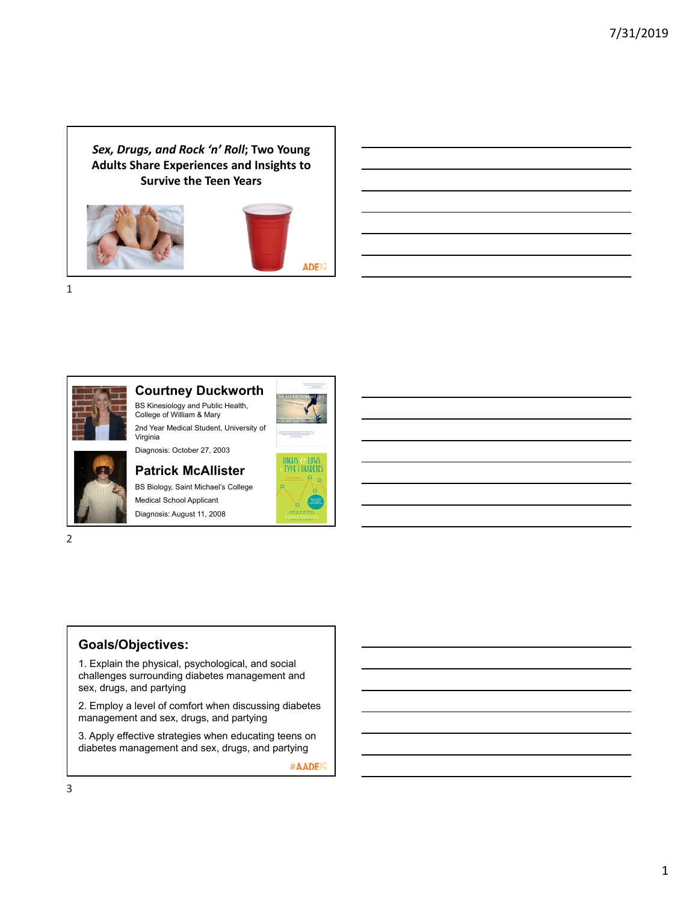## *Sex, Drugs, and Rock 'n' Roll*; Two Young Adults Share Experiences and Insights to Survive the Teen Years

ADE19

---

### Courtney Duckworth

BS Kinesiology and Public Health, College of William & Mary

2nd Year Medical Student, University of Virginia

Diagnosis: October 27, 2003

### Patrick McAllister

BS Biology, Saint Michael's College

Medical School Applicant

Diagnosis: August 11, 2008

---

### Goals/Objectives:

1. Explain the physical, psychological, and social challenges surrounding diabetes management and sex, drugs, and partying
2. Employ a level of comfort when discussing diabetes management and sex, drugs, and partying
3. Apply effective strategies when educating teens on diabetes management and sex, drugs, and partying

#AADE19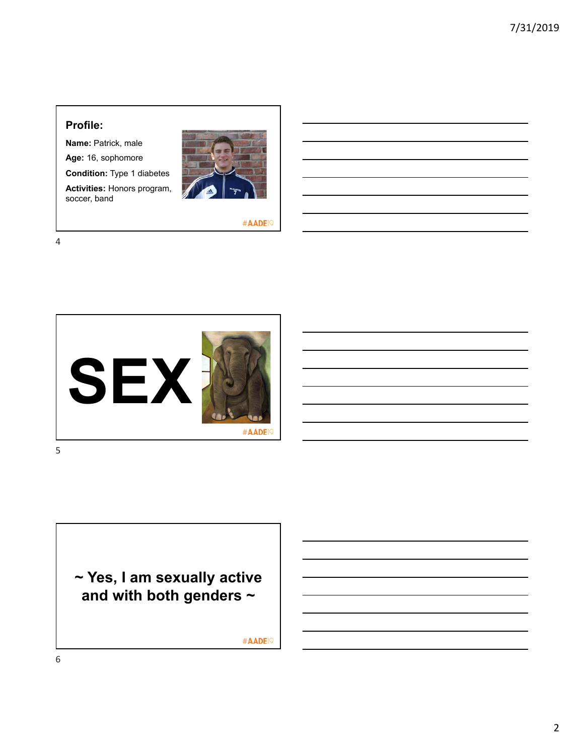## Profile:

**Name:** Patrick, male

**Age:** 16, sophomore

**Condition:** Type 1 diabetes

**Activities:** Honors program, soccer, band

#AADE19

# SEX

#AADE19

**~ Yes, I am sexually active and with both genders ~**

#AADE19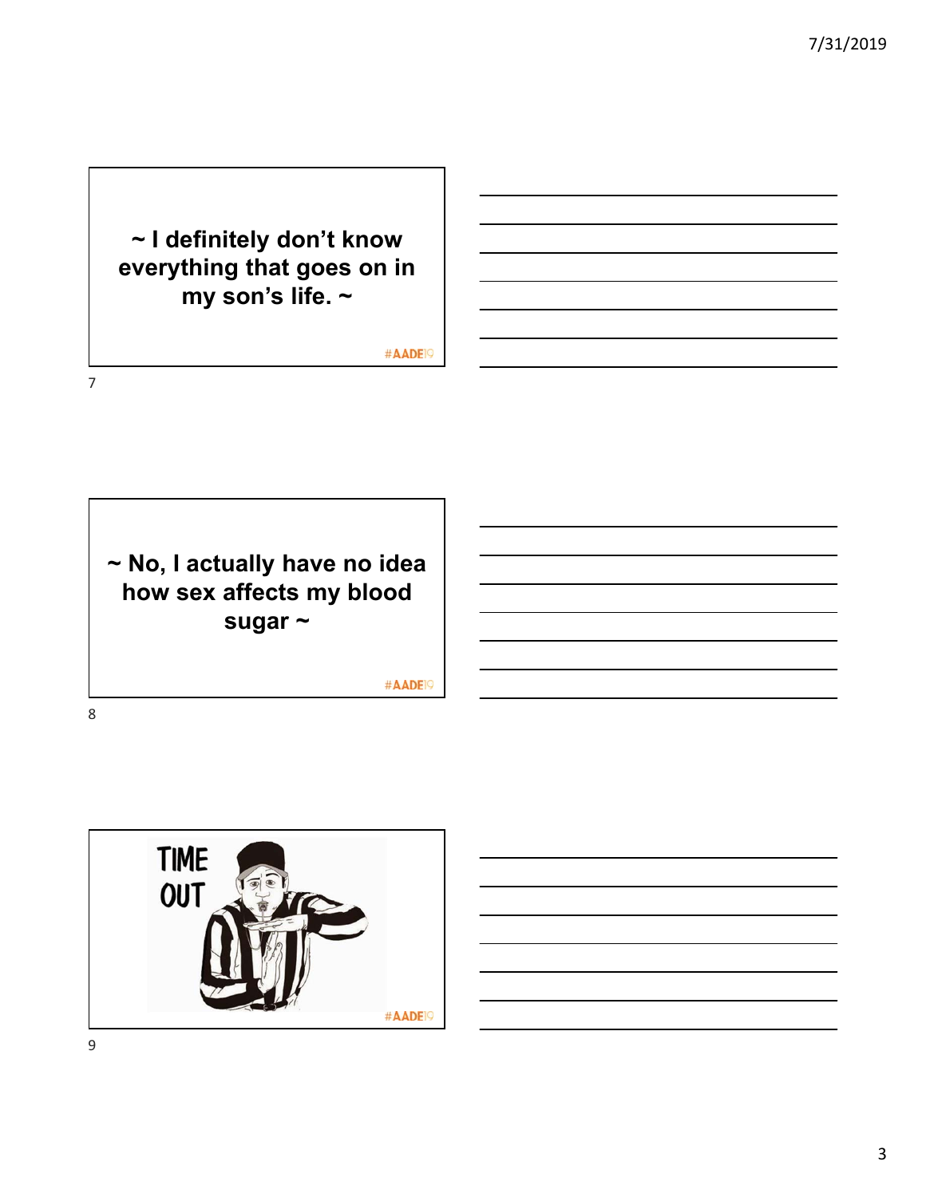~ I definitely don't know everything that goes on in my son's life. ~

#AADE19

~ No, I actually have no idea how sex affects my blood sugar ~

#AADE19

TIME OUT

#AADE19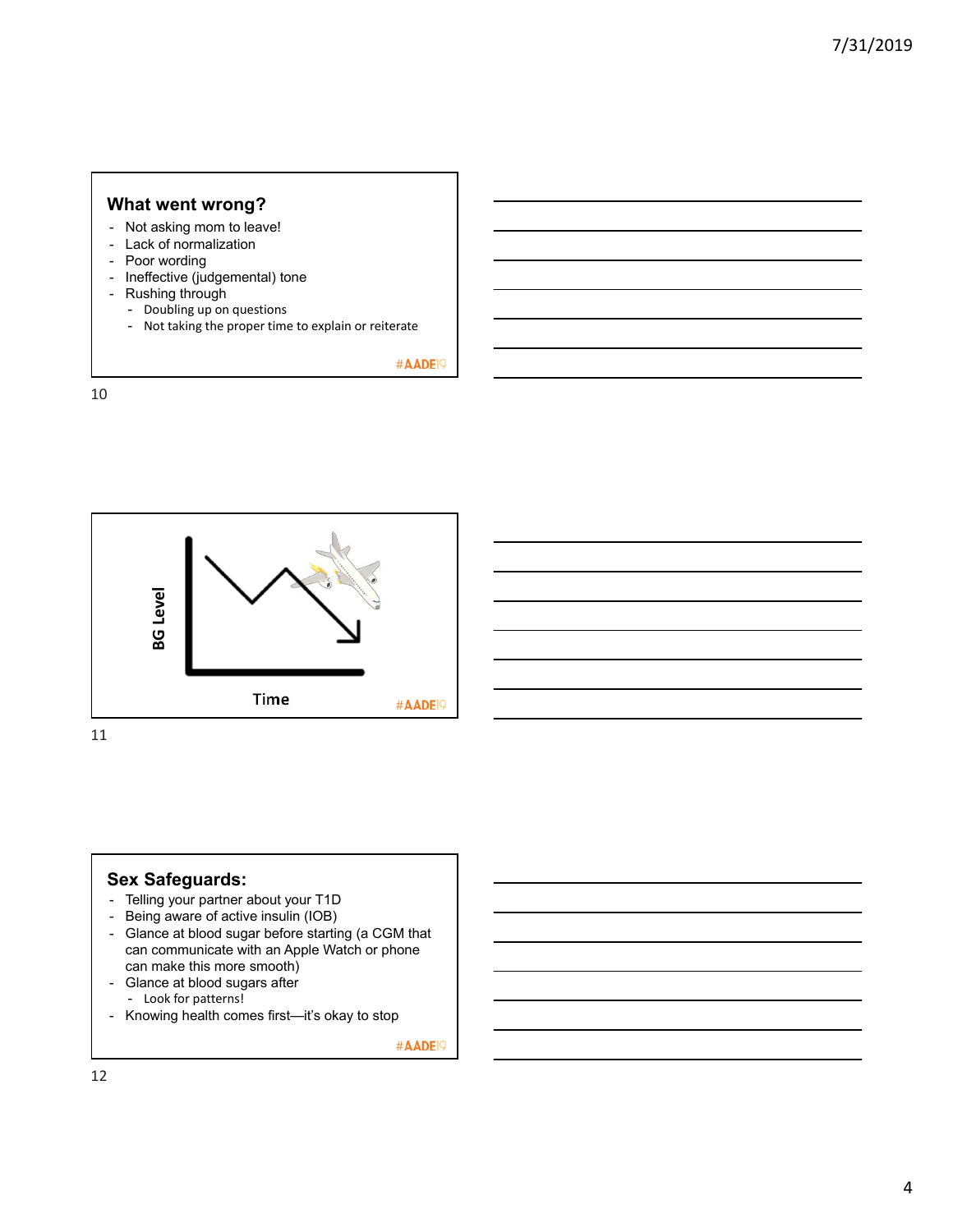## What went wrong?

- Not asking mom to leave!
- Lack of normalization
- Poor wording
- Ineffective (judgemental) tone
- Rushing through
  - Doubling up on questions
  - Not taking the proper time to explain or reiterate

#AADE19

BG Level

Time

#AADE19

## Sex Safeguards:

- Telling your partner about your T1D
- Being aware of active insulin (IOB)
- Glance at blood sugar before starting (a CGM that can communicate with an Apple Watch or phone can make this more smooth)
- Glance at blood sugars after
  - Look for patterns!
- Knowing health comes first—it's okay to stop

#AADE19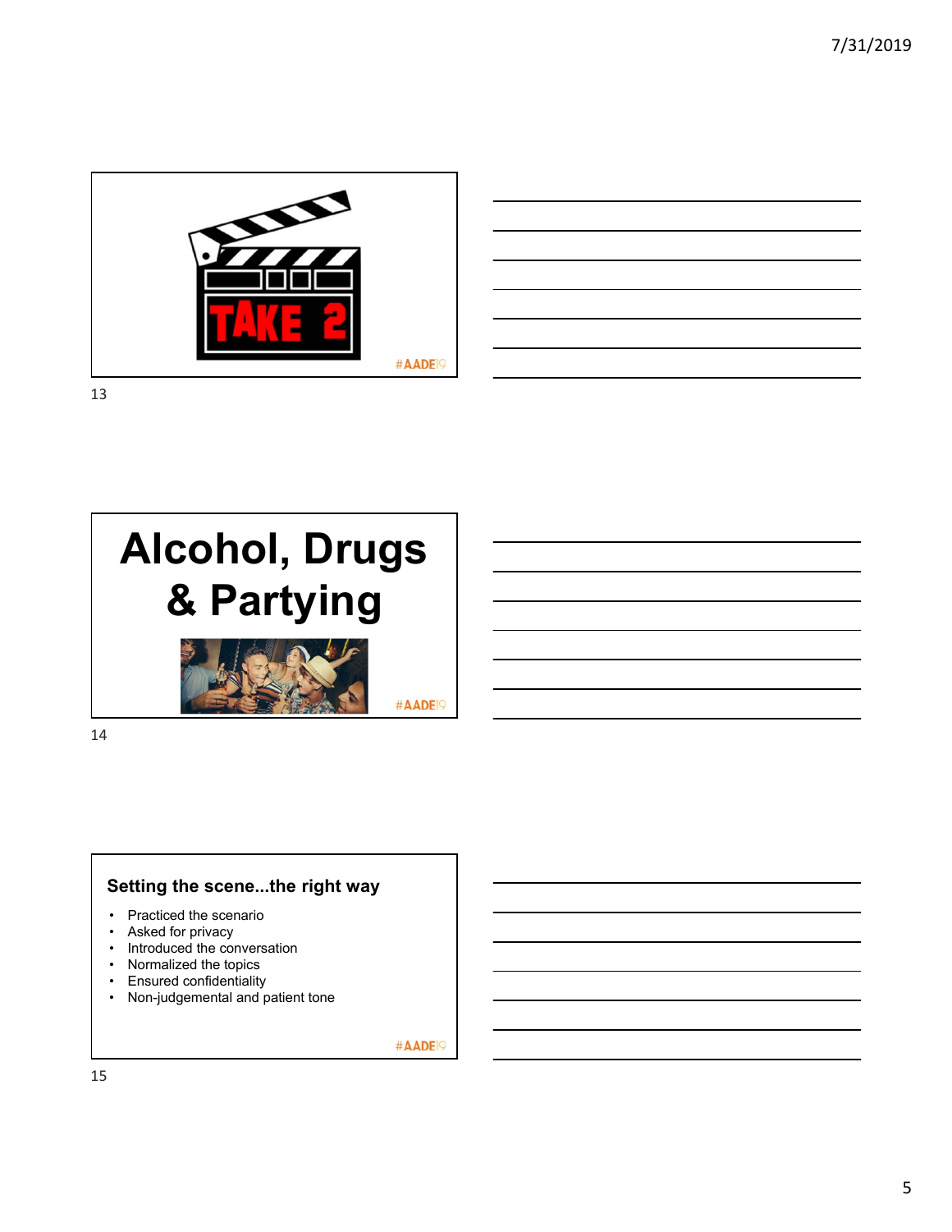TAKE 2

#AADE19

# Alcohol, Drugs & Partying

#AADE19

## Setting the scene...the right way

- Practiced the scenario
- Asked for privacy
- Introduced the conversation
- Normalized the topics
- Ensured confidentiality
- Non-judgemental and patient tone

#AADE19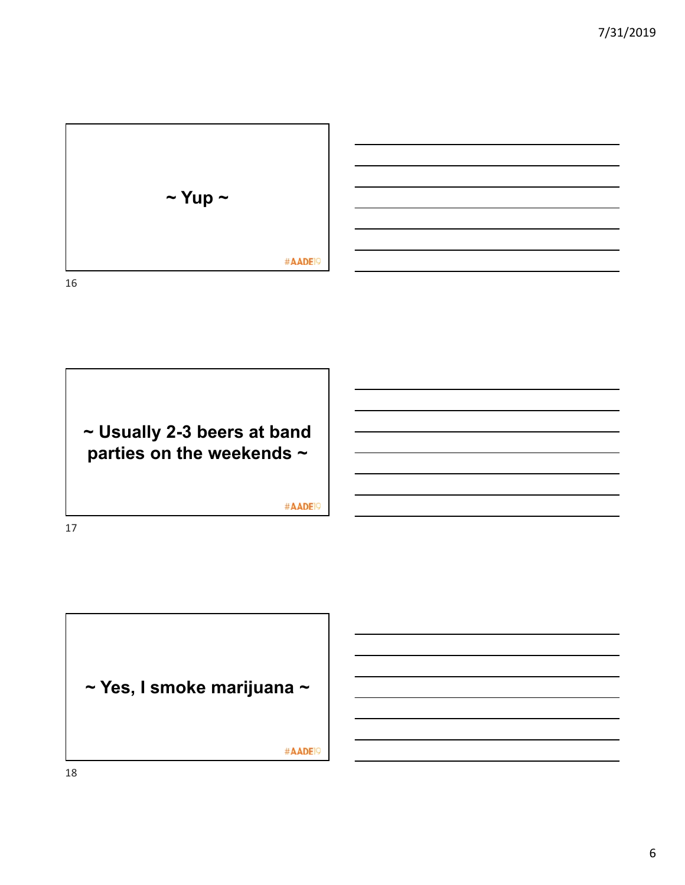~ Yup ~

#AADE19

~ Usually 2-3 beers at band parties on the weekends ~

#AADE19

~ Yes, I smoke marijuana ~

#AADE19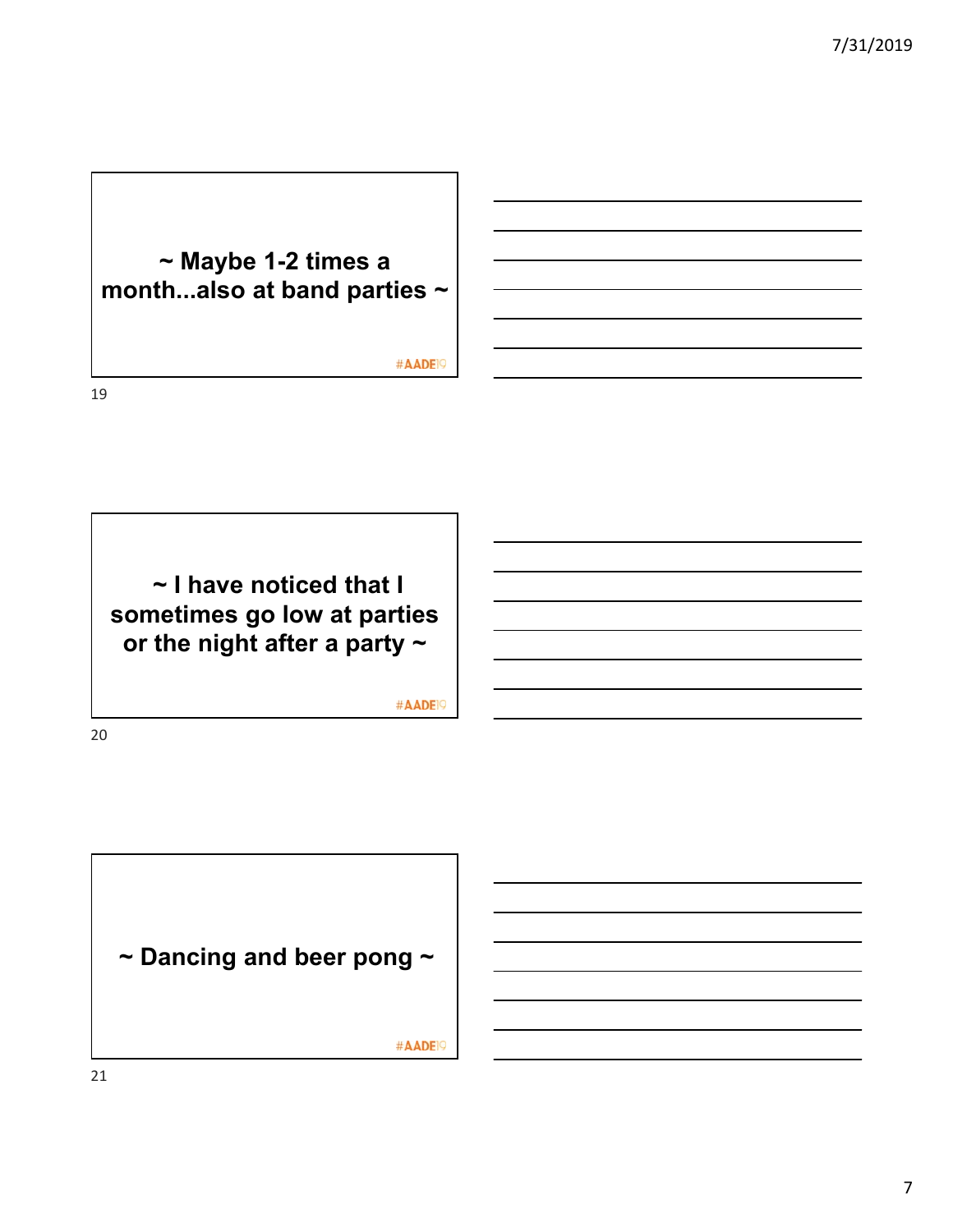~ Maybe 1-2 times a month...also at band parties ~

#AADE19

~ I have noticed that I sometimes go low at parties or the night after a party ~

#AADE19

~ Dancing and beer pong ~

#AADE19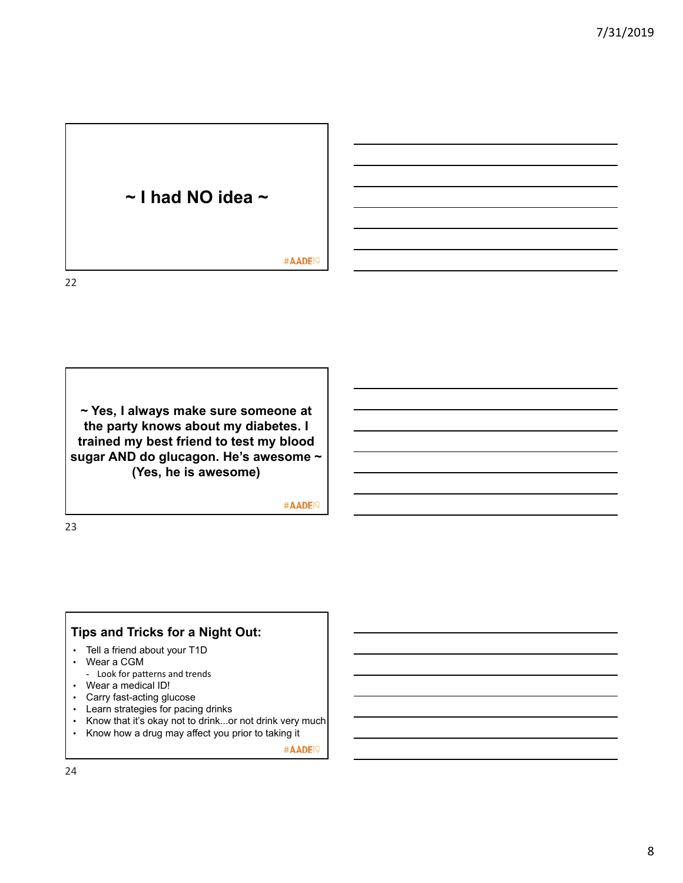~ I had NO idea ~

#AADE19

~ Yes, I always make sure someone at the party knows about my diabetes. I trained my best friend to test my blood sugar AND do glucagon. He's awesome ~ (Yes, he is awesome)

#AADE19

## Tips and Tricks for a Night Out:

- Tell a friend about your T1D
- Wear a CGM
  - Look for patterns and trends
- Wear a medical ID!
- Carry fast-acting glucose
- Learn strategies for pacing drinks
- Know that it's okay not to drink...or not drink very much
- Know how a drug may affect you prior to taking it

#AADE19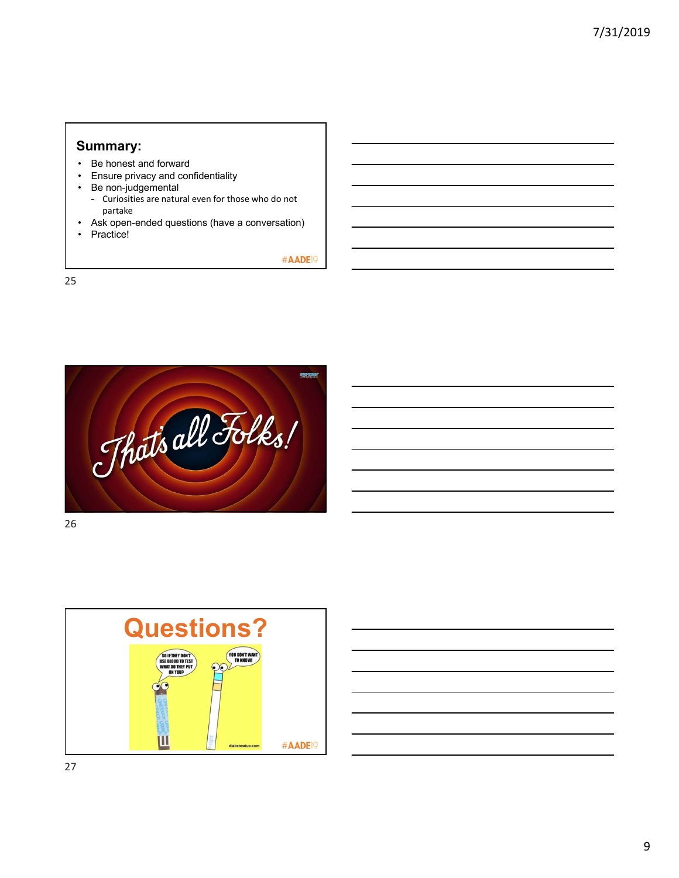## Summary:

- Be honest and forward
- Ensure privacy and confidentiality
- Be non-judgemental
  - Curiosities are natural even for those who do not partake
- Ask open-ended questions (have a conversation)
- Practice!

#AADE19

That's all Folks!

# Questions?

#AADE19